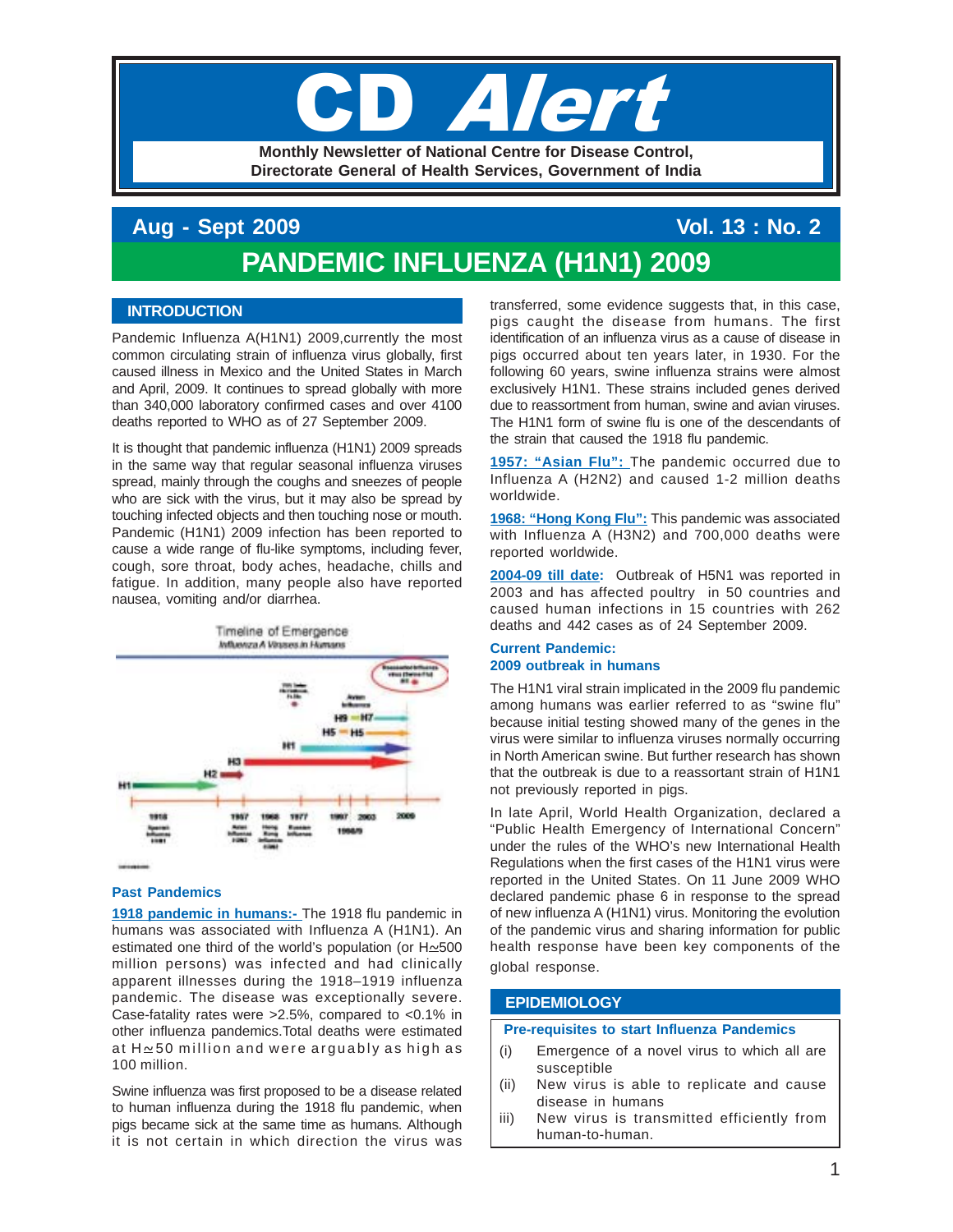# CD Alert

**Monthly Newsletter of National Centre for Disease Control, Directorate General of Health Services, Government of India**

**Aug - Sept 2009** **Vol. 13 : No. 2**

# PANDEMIC INFLUENZA (H1N1) 2009

## INTRODUCTION

Pandemic Influenza A(H1N1) 2009,currently the most common circulating strain of influenza virus globally, first caused illness in Mexico and the United States in March and April, 2009. It continues to spread globally with more than 340,000 laboratory confirmed cases and over 4100 deaths reported to WHO as of 27 September 2009.

It is thought that pandemic influenza (H1N1) 2009 spreads in the same way that regular seasonal influenza viruses spread, mainly through the coughs and sneezes of people who are sick with the virus, but it may also be spread by touching infected objects and then touching nose or mouth. Pandemic (H1N1) 2009 infection has been reported to cause a wide range of flu-like symptoms, including fever, cough, sore throat, body aches, headache, chills and fatigue. In addition, many people also have reported nausea, vomiting and/or diarrhea.

Timeline of Emergence
Influenza A Viruses in Humans

### Past Pandemics

**1918 pandemic in humans:-** The 1918 flu pandemic in humans was associated with Influenza A (H1N1). An estimated one third of the world's population (or H≃500 million persons) was infected and had clinically apparent illnesses during the 1918–1919 influenza pandemic. The disease was exceptionally severe. Case-fatality rates were >2.5%, compared to <0.1% in other influenza pandemics.Total deaths were estimated at H≃50 million and were arguably as high as 100 million.

Swine influenza was first proposed to be a disease related to human influenza during the 1918 flu pandemic, when pigs became sick at the same time as humans. Although it is not certain in which direction the virus was transferred, some evidence suggests that, in this case, pigs caught the disease from humans. The first identification of an influenza virus as a cause of disease in pigs occurred about ten years later, in 1930. For the following 60 years, swine influenza strains were almost exclusively H1N1. These strains included genes derived due to reassortment from human, swine and avian viruses. The H1N1 form of swine flu is one of the descendants of the strain that caused the 1918 flu pandemic.

**1957: "Asian Flu":** The pandemic occurred due to Influenza A (H2N2) and caused 1-2 million deaths worldwide.

**1968: "Hong Kong Flu":** This pandemic was associated with Influenza A (H3N2) and 700,000 deaths were reported worldwide.

**2004-09 till date:** Outbreak of H5N1 was reported in 2003 and has affected poultry in 50 countries and caused human infections in 15 countries with 262 deaths and 442 cases as of 24 September 2009.

### Current Pandemic: 2009 outbreak in humans

The H1N1 viral strain implicated in the 2009 flu pandemic among humans was earlier referred to as "swine flu" because initial testing showed many of the genes in the virus were similar to influenza viruses normally occurring in North American swine. But further research has shown that the outbreak is due to a reassortant strain of H1N1 not previously reported in pigs.

In late April, World Health Organization, declared a "Public Health Emergency of International Concern" under the rules of the WHO's new International Health Regulations when the first cases of the H1N1 virus were reported in the United States. On 11 June 2009 WHO declared pandemic phase 6 in response to the spread of new influenza A (H1N1) virus. Monitoring the evolution of the pandemic virus and sharing information for public health response have been key components of the global response.

## EPIDEMIOLOGY

**Pre-requisites to start Influenza Pandemics**

(i) Emergence of a novel virus to which all are susceptible

(ii) New virus is able to replicate and cause disease in humans

iii) New virus is transmitted efficiently from human-to-human.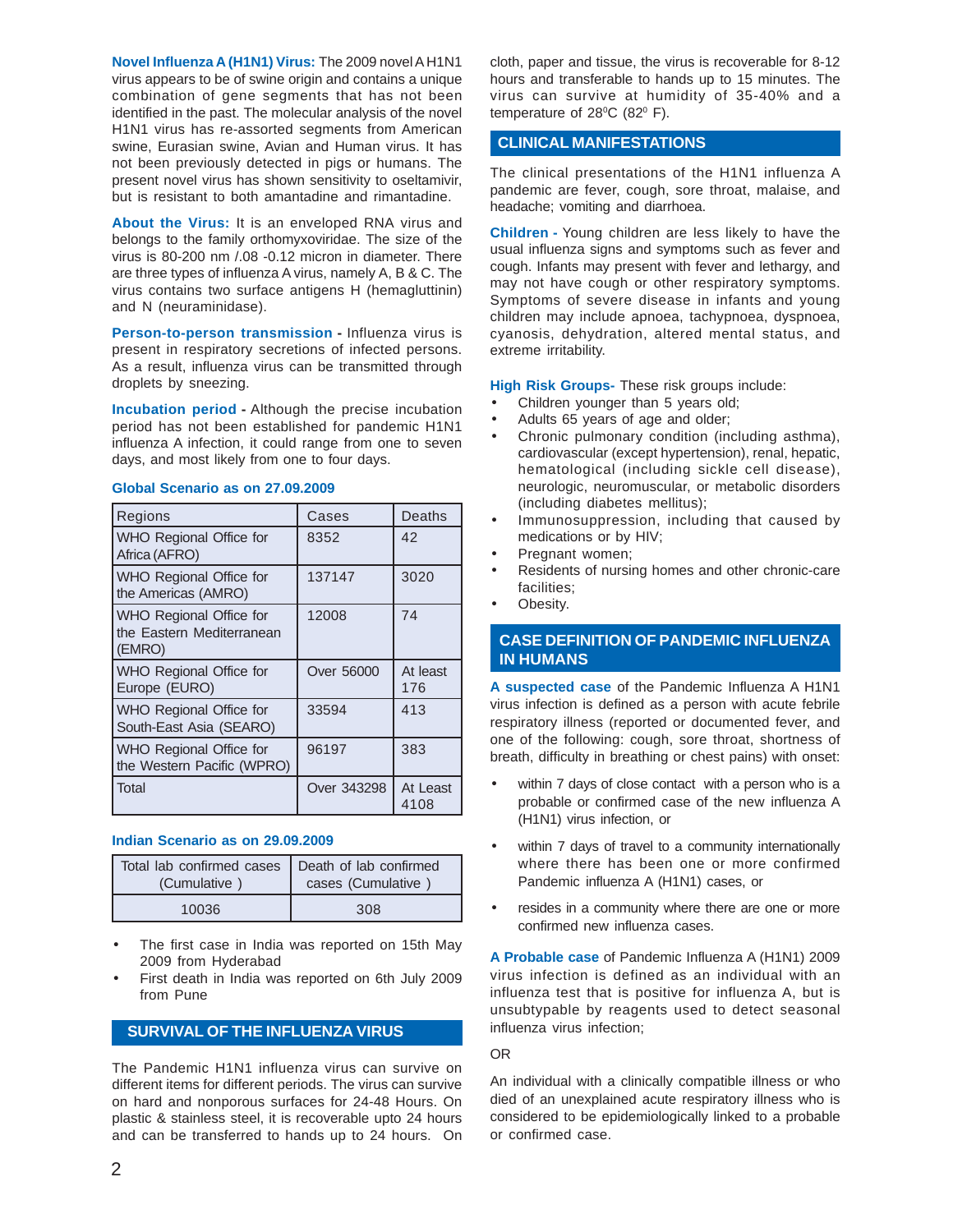**Novel Influenza A (H1N1) Virus:** The 2009 novel A H1N1 virus appears to be of swine origin and contains a unique combination of gene segments that has not been identified in the past. The molecular analysis of the novel H1N1 virus has re-assorted segments from American swine, Eurasian swine, Avian and Human virus. It has not been previously detected in pigs or humans. The present novel virus has shown sensitivity to oseltamivir, but is resistant to both amantadine and rimantadine.

**About the Virus:** It is an enveloped RNA virus and belongs to the family orthomyxoviridae. The size of the virus is 80-200 nm /.08 -0.12 micron in diameter. There are three types of influenza A virus, namely A, B & C. The virus contains two surface antigens H (hemagluttinin) and N (neuraminidase).

**Person-to-person transmission -** Influenza virus is present in respiratory secretions of infected persons. As a result, influenza virus can be transmitted through droplets by sneezing.

**Incubation period -** Although the precise incubation period has not been established for pandemic H1N1 influenza A infection, it could range from one to seven days, and most likely from one to four days.

**Global Scenario as on 27.09.2009**

| Regions | Cases | Deaths |
|---|---|---|
| WHO Regional Office for Africa (AFRO) | 8352 | 42 |
| WHO Regional Office for the Americas (AMRO) | 137147 | 3020 |
| WHO Regional Office for the Eastern Mediterranean (EMRO) | 12008 | 74 |
| WHO Regional Office for Europe (EURO) | Over 56000 | At least 176 |
| WHO Regional Office for South-East Asia (SEARO) | 33594 | 413 |
| WHO Regional Office for the Western Pacific (WPRO) | 96197 | 383 |
| Total | Over 343298 | At Least 4108 |

**Indian Scenario as on 29.09.2009**

| Total lab confirmed cases (Cumulative ) | Death of lab confirmed cases (Cumulative ) |
|---|---|
| 10036 | 308 |

- The first case in India was reported on 15th May 2009 from Hyderabad
- First death in India was reported on 6th July 2009 from Pune

## SURVIVAL OF THE INFLUENZA VIRUS

The Pandemic H1N1 influenza virus can survive on different items for different periods. The virus can survive on hard and nonporous surfaces for 24-48 Hours. On plastic & stainless steel, it is recoverable upto 24 hours and can be transferred to hands up to 24 hours. On cloth, paper and tissue, the virus is recoverable for 8-12 hours and transferable to hands up to 15 minutes. The virus can survive at humidity of 35-40% and a temperature of 28$^{0}$C (82$^{0}$ F).

## CLINICAL MANIFESTATIONS

The clinical presentations of the H1N1 influenza A pandemic are fever, cough, sore throat, malaise, and headache; vomiting and diarrhoea.

**Children -** Young children are less likely to have the usual influenza signs and symptoms such as fever and cough. Infants may present with fever and lethargy, and may not have cough or other respiratory symptoms. Symptoms of severe disease in infants and young children may include apnoea, tachypnoea, dyspnoea, cyanosis, dehydration, altered mental status, and extreme irritability.

**High Risk Groups-** These risk groups include:

- Children younger than 5 years old;
- Adults 65 years of age and older;
- Chronic pulmonary condition (including asthma), cardiovascular (except hypertension), renal, hepatic, hematological (including sickle cell disease), neurologic, neuromuscular, or metabolic disorders (including diabetes mellitus);
- Immunosuppression, including that caused by medications or by HIV;
- Pregnant women;
- Residents of nursing homes and other chronic-care facilities;
- Obesity.

## CASE DEFINITION OF PANDEMIC INFLUENZA IN HUMANS

**A suspected case** of the Pandemic Influenza A H1N1 virus infection is defined as a person with acute febrile respiratory illness (reported or documented fever, and one of the following: cough, sore throat, shortness of breath, difficulty in breathing or chest pains) with onset:

- within 7 days of close contact with a person who is a probable or confirmed case of the new influenza A (H1N1) virus infection, or
- within 7 days of travel to a community internationally where there has been one or more confirmed Pandemic influenza A (H1N1) cases, or
- resides in a community where there are one or more confirmed new influenza cases.

**A Probable case** of Pandemic Influenza A (H1N1) 2009 virus infection is defined as an individual with an influenza test that is positive for influenza A, but is unsubtypable by reagents used to detect seasonal influenza virus infection;

OR

An individual with a clinically compatible illness or who died of an unexplained acute respiratory illness who is considered to be epidemiologically linked to a probable or confirmed case.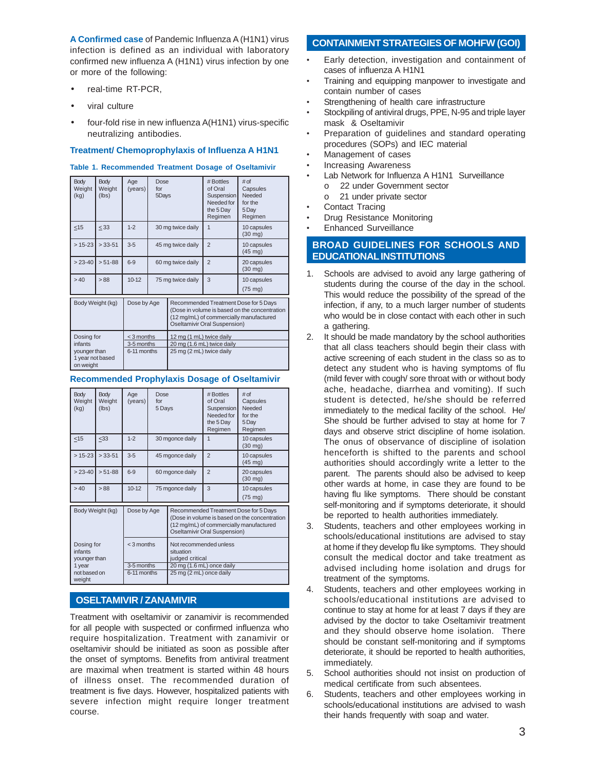**A Confirmed case** of Pandemic Influenza A (H1N1) virus infection is defined as an individual with laboratory confirmed new influenza A (H1N1) virus infection by one or more of the following:

- real-time RT-PCR,
- viral culture
- four-fold rise in new influenza A(H1N1) virus-specific neutralizing antibodies.

### Treatment/ Chemoprophylaxis of Influenza A H1N1

**Table 1. Recommended Treatment Dosage of Oseltamivir**

| Body Weight (kg) | Body Weight (lbs) | Age (years) | Dose for 5Days | # Bottles of Oral Suspension Needed for the 5 Day Regimen | # of Capsules Needed for the 5 Day Regimen |
|---|---|---|---|---|---|
| ≤15 | ≤33 | 1-2 | 30 mg twice daily | 1 | 10 capsules (30 mg) |
| > 15-23 | > 33-51 | 3-5 | 45 mg twice daily | 2 | 10 capsules (45 mg) |
| > 23-40 | > 51-88 | 6-9 | 60 mg twice daily | 2 | 20 capsules (30 mg) |
| > 40 | > 88 | 10-12 | 75 mg twice daily | 3 | 10 capsules (75 mg) |

| Body Weight (kg) | Dose by Age | Recommended Treatment Dose for 5 Days (Dose in volume is based on the concentration (12 mg/mL) of commercially manufactured Oseltamivir Oral Suspension) |
|---|---|---|
| Dosing for infants younger than 1 year not based on weight | < 3 months | 12 mg (1 mL) twice daily |
| | 3-5 months | 20 mg (1.6 mL) twice daily |
| | 6-11 months | 25 mg (2 mL) twice daily |

### Recommended Prophylaxis Dosage of Oseltamivir

| Body Weight (kg) | Body Weight (lbs) | Age (years) | Dose for 5 Days | # Bottles of Oral Suspension Needed for the 5 Day Regimen | # of Capsules Needed for the 5 Day Regimen |
|---|---|---|---|---|---|
| ≤15 | ≤33 | 1-2 | 30 mgonce daily | 1 | 10 capsules (30 mg) |
| > 15-23 | > 33-51 | 3-5 | 45 mgonce daily | 2 | 10 capsules (45 mg) |
| > 23-40 | > 51-88 | 6-9 | 60 mgonce daily | 2 | 20 capsules (30 mg) |
| > 40 | > 88 | 10-12 | 75 mgonce daily | 3 | 10 capsules (75 mg) |

| Body Weight (kg) | Dose by Age | Recommended Treatment Dose for 5 Days (Dose in volume is based on the concentration (12 mg/mL) of commercially manufactured Oseltamivir Oral Suspension) |
|---|---|---|
| Dosing for infants younger than 1 year not based on weight | < 3 months | Not recommended unless situation judged critical |
| | 3-5 months | 20 mg (1.6 mL) once daily |
| | 6-11 months | 25 mg (2 mL) once daily |

## OSELTAMIVIR / ZANAMIVIR

Treatment with oseltamivir or zanamivir is recommended for all people with suspected or confirmed influenza who require hospitalization. Treatment with zanamivir or oseltamivir should be initiated as soon as possible after the onset of symptoms. Benefits from antiviral treatment are maximal when treatment is started within 48 hours of illness onset. The recommended duration of treatment is five days. However, hospitalized patients with severe infection might require longer treatment course.

## CONTAINMENT STRATEGIES OF MOHFW (GOI)

- Early detection, investigation and containment of cases of influenza A H1N1
- Training and equipping manpower to investigate and contain number of cases
- Strengthening of health care infrastructure
- Stockpiling of antiviral drugs, PPE, N-95 and triple layer mask & Oseltamivir
- Preparation of guidelines and standard operating procedures (SOPs) and IEC material
- Management of cases
- Increasing Awareness
- Lab Network for Influenza A H1N1 Surveillance
  - o 22 under Government sector
  - o 21 under private sector
- Contact Tracing
- Drug Resistance Monitoring
- Enhanced Surveillance

## BROAD GUIDELINES FOR SCHOOLS AND EDUCATIONAL INSTITUTIONS

1. Schools are advised to avoid any large gathering of students during the course of the day in the school. This would reduce the possibility of the spread of the infection, if any, to a much larger number of students who would be in close contact with each other in such a gathering.
2. It should be made mandatory by the school authorities that all class teachers should begin their class with active screening of each student in the class so as to detect any student who is having symptoms of flu (mild fever with cough/ sore throat with or without body ache, headache, diarrhea and vomiting). If such student is detected, he/she should be referred immediately to the medical facility of the school. He/ She should be further advised to stay at home for 7 days and observe strict discipline of home isolation. The onus of observance of discipline of isolation henceforth is shifted to the parents and school authorities should accordingly write a letter to the parent. The parents should also be advised to keep other wards at home, in case they are found to be having flu like symptoms. There should be constant self-monitoring and if symptoms deteriorate, it should be reported to health authorities immediately.
3. Students, teachers and other employees working in schools/educational institutions are advised to stay at home if they develop flu like symptoms. They should consult the medical doctor and take treatment as advised including home isolation and drugs for treatment of the symptoms.
4. Students, teachers and other employees working in schools/educational institutions are advised to continue to stay at home for at least 7 days if they are advised by the doctor to take Oseltamivir treatment and they should observe home isolation. There should be constant self-monitoring and if symptoms deteriorate, it should be reported to health authorities, immediately.
5. School authorities should not insist on production of medical certificate from such absentees.
6. Students, teachers and other employees working in schools/educational institutions are advised to wash their hands frequently with soap and water.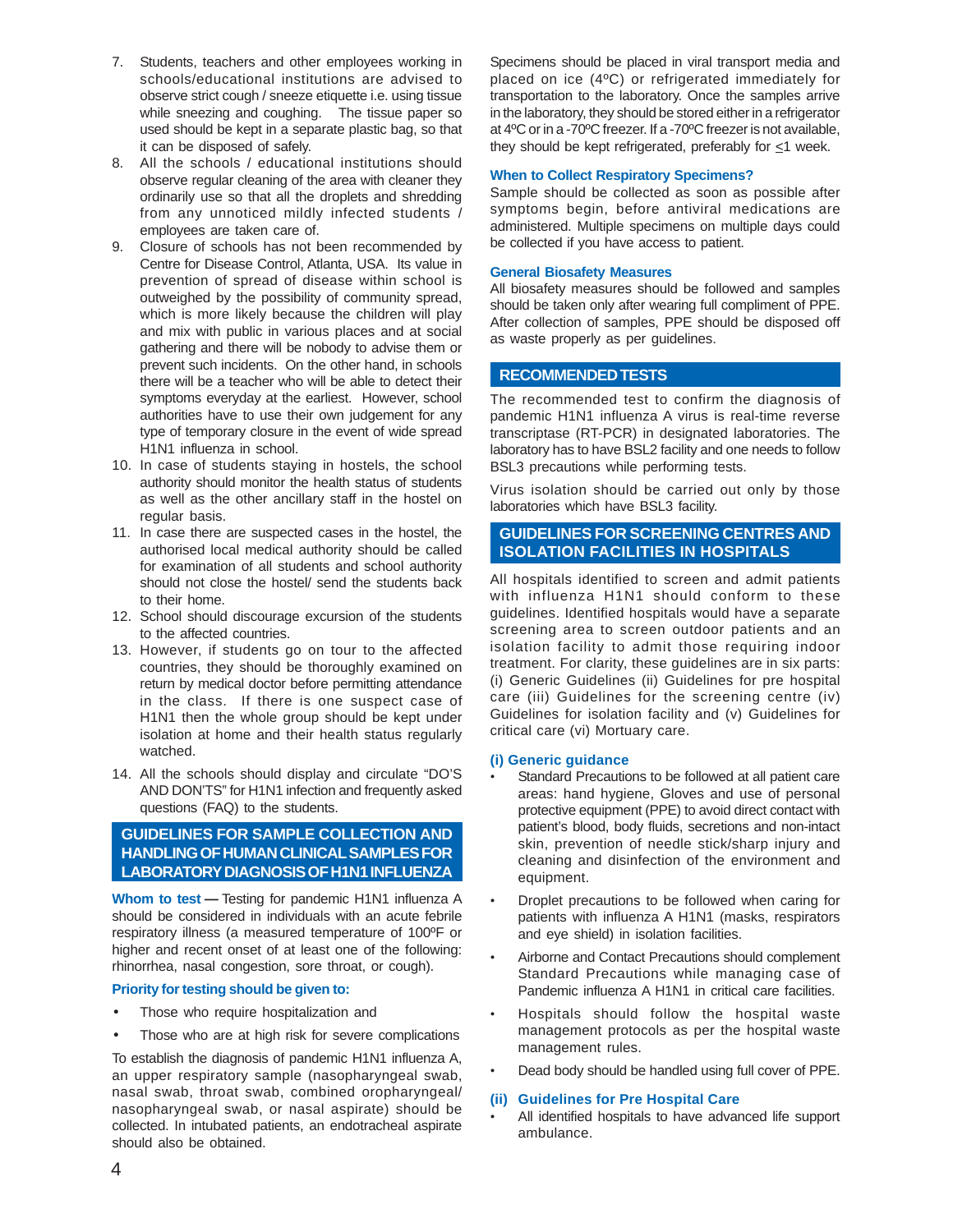7. Students, teachers and other employees working in schools/educational institutions are advised to observe strict cough / sneeze etiquette i.e. using tissue while sneezing and coughing. The tissue paper so used should be kept in a separate plastic bag, so that it can be disposed of safely.
8. All the schools / educational institutions should observe regular cleaning of the area with cleaner they ordinarily use so that all the droplets and shredding from any unnoticed mildly infected students / employees are taken care of.
9. Closure of schools has not been recommended by Centre for Disease Control, Atlanta, USA. Its value in prevention of spread of disease within school is outweighed by the possibility of community spread, which is more likely because the children will play and mix with public in various places and at social gathering and there will be nobody to advise them or prevent such incidents. On the other hand, in schools there will be a teacher who will be able to detect their symptoms everyday at the earliest. However, school authorities have to use their own judgement for any type of temporary closure in the event of wide spread H1N1 influenza in school.
10. In case of students staying in hostels, the school authority should monitor the health status of students as well as the other ancillary staff in the hostel on regular basis.
11. In case there are suspected cases in the hostel, the authorised local medical authority should be called for examination of all students and school authority should not close the hostel/ send the students back to their home.
12. School should discourage excursion of the students to the affected countries.
13. However, if students go on tour to the affected countries, they should be thoroughly examined on return by medical doctor before permitting attendance in the class. If there is one suspect case of H1N1 then the whole group should be kept under isolation at home and their health status regularly watched.
14. All the schools should display and circulate "DO'S AND DON'TS" for H1N1 infection and frequently asked questions (FAQ) to the students.

## GUIDELINES FOR SAMPLE COLLECTION AND HANDLING OF HUMAN CLINICAL SAMPLES FOR LABORATORY DIAGNOSIS OF H1N1 INFLUENZA

**Whom to test —** Testing for pandemic H1N1 influenza A should be considered in individuals with an acute febrile respiratory illness (a measured temperature of 100ºF or higher and recent onset of at least one of the following: rhinorrhea, nasal congestion, sore throat, or cough).

**Priority for testing should be given to:**

- Those who require hospitalization and
- Those who are at high risk for severe complications

To establish the diagnosis of pandemic H1N1 influenza A, an upper respiratory sample (nasopharyngeal swab, nasal swab, throat swab, combined oropharyngeal/ nasopharyngeal swab, or nasal aspirate) should be collected. In intubated patients, an endotracheal aspirate should also be obtained.

Specimens should be placed in viral transport media and placed on ice (4ºC) or refrigerated immediately for transportation to the laboratory. Once the samples arrive in the laboratory, they should be stored either in a refrigerator at 4ºC or in a -70ºC freezer. If a -70ºC freezer is not available, they should be kept refrigerated, preferably for $\leq$1 week.

**When to Collect Respiratory Specimens?**

Sample should be collected as soon as possible after symptoms begin, before antiviral medications are administered. Multiple specimens on multiple days could be collected if you have access to patient.

**General Biosafety Measures**

All biosafety measures should be followed and samples should be taken only after wearing full compliment of PPE. After collection of samples, PPE should be disposed off as waste properly as per guidelines.

## RECOMMENDED TESTS

The recommended test to confirm the diagnosis of pandemic H1N1 influenza A virus is real-time reverse transcriptase (RT-PCR) in designated laboratories. The laboratory has to have BSL2 facility and one needs to follow BSL3 precautions while performing tests.

Virus isolation should be carried out only by those laboratories which have BSL3 facility.

## GUIDELINES FOR SCREENING CENTRES AND ISOLATION FACILITIES IN HOSPITALS

All hospitals identified to screen and admit patients with influenza H1N1 should conform to these guidelines. Identified hospitals would have a separate screening area to screen outdoor patients and an isolation facility to admit those requiring indoor treatment. For clarity, these guidelines are in six parts: (i) Generic Guidelines (ii) Guidelines for pre hospital care (iii) Guidelines for the screening centre (iv) Guidelines for isolation facility and (v) Guidelines for critical care (vi) Mortuary care.

**(i) Generic guidance**

- Standard Precautions to be followed at all patient care areas: hand hygiene, Gloves and use of personal protective equipment (PPE) to avoid direct contact with patient's blood, body fluids, secretions and non-intact skin, prevention of needle stick/sharp injury and cleaning and disinfection of the environment and equipment.
- Droplet precautions to be followed when caring for patients with influenza A H1N1 (masks, respirators and eye shield) in isolation facilities.
- Airborne and Contact Precautions should complement Standard Precautions while managing case of Pandemic influenza A H1N1 in critical care facilities.
- Hospitals should follow the hospital waste management protocols as per the hospital waste management rules.
- Dead body should be handled using full cover of PPE.

**(ii) Guidelines for Pre Hospital Care**

- All identified hospitals to have advanced life support ambulance.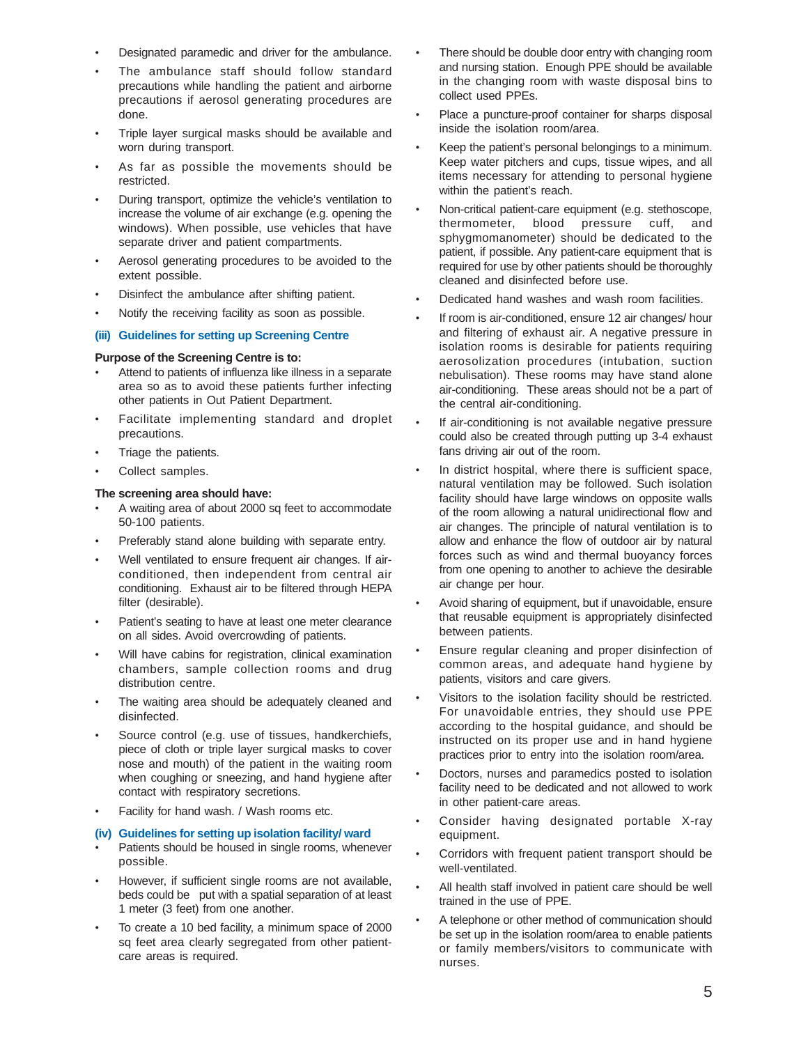- Designated paramedic and driver for the ambulance.
- The ambulance staff should follow standard precautions while handling the patient and airborne precautions if aerosol generating procedures are done.
- Triple layer surgical masks should be available and worn during transport.
- As far as possible the movements should be restricted.
- During transport, optimize the vehicle's ventilation to increase the volume of air exchange (e.g. opening the windows). When possible, use vehicles that have separate driver and patient compartments.
- Aerosol generating procedures to be avoided to the extent possible.
- Disinfect the ambulance after shifting patient.
- Notify the receiving facility as soon as possible.

### (iii) Guidelines for setting up Screening Centre

**Purpose of the Screening Centre is to:**

- Attend to patients of influenza like illness in a separate area so as to avoid these patients further infecting other patients in Out Patient Department.
- Facilitate implementing standard and droplet precautions.
- Triage the patients.
- Collect samples.

**The screening area should have:**

- A waiting area of about 2000 sq feet to accommodate 50-100 patients.
- Preferably stand alone building with separate entry.
- Well ventilated to ensure frequent air changes. If air-conditioned, then independent from central air conditioning. Exhaust air to be filtered through HEPA filter (desirable).
- Patient's seating to have at least one meter clearance on all sides. Avoid overcrowding of patients.
- Will have cabins for registration, clinical examination chambers, sample collection rooms and drug distribution centre.
- The waiting area should be adequately cleaned and disinfected.
- Source control (e.g. use of tissues, handkerchiefs, piece of cloth or triple layer surgical masks to cover nose and mouth) of the patient in the waiting room when coughing or sneezing, and hand hygiene after contact with respiratory secretions.
- Facility for hand wash. / Wash rooms etc.

### (iv) Guidelines for setting up isolation facility/ ward

- Patients should be housed in single rooms, whenever possible.
- However, if sufficient single rooms are not available, beds could be put with a spatial separation of at least 1 meter (3 feet) from one another.
- To create a 10 bed facility, a minimum space of 2000 sq feet area clearly segregated from other patient-care areas is required.
- There should be double door entry with changing room and nursing station. Enough PPE should be available in the changing room with waste disposal bins to collect used PPEs.
- Place a puncture-proof container for sharps disposal inside the isolation room/area.
- Keep the patient's personal belongings to a minimum. Keep water pitchers and cups, tissue wipes, and all items necessary for attending to personal hygiene within the patient's reach.
- Non-critical patient-care equipment (e.g. stethoscope, thermometer, blood pressure cuff, and sphygmomanometer) should be dedicated to the patient, if possible. Any patient-care equipment that is required for use by other patients should be thoroughly cleaned and disinfected before use.
- Dedicated hand washes and wash room facilities.
- If room is air-conditioned, ensure 12 air changes/ hour and filtering of exhaust air. A negative pressure in isolation rooms is desirable for patients requiring aerosolization procedures (intubation, suction nebulisation). These rooms may have stand alone air-conditioning. These areas should not be a part of the central air-conditioning.
- If air-conditioning is not available negative pressure could also be created through putting up 3-4 exhaust fans driving air out of the room.
- In district hospital, where there is sufficient space, natural ventilation may be followed. Such isolation facility should have large windows on opposite walls of the room allowing a natural unidirectional flow and air changes. The principle of natural ventilation is to allow and enhance the flow of outdoor air by natural forces such as wind and thermal buoyancy forces from one opening to another to achieve the desirable air change per hour.
- Avoid sharing of equipment, but if unavoidable, ensure that reusable equipment is appropriately disinfected between patients.
- Ensure regular cleaning and proper disinfection of common areas, and adequate hand hygiene by patients, visitors and care givers.
- Visitors to the isolation facility should be restricted. For unavoidable entries, they should use PPE according to the hospital guidance, and should be instructed on its proper use and in hand hygiene practices prior to entry into the isolation room/area.
- Doctors, nurses and paramedics posted to isolation facility need to be dedicated and not allowed to work in other patient-care areas.
- Consider having designated portable X-ray equipment.
- Corridors with frequent patient transport should be well-ventilated.
- All health staff involved in patient care should be well trained in the use of PPE.
- A telephone or other method of communication should be set up in the isolation room/area to enable patients or family members/visitors to communicate with nurses.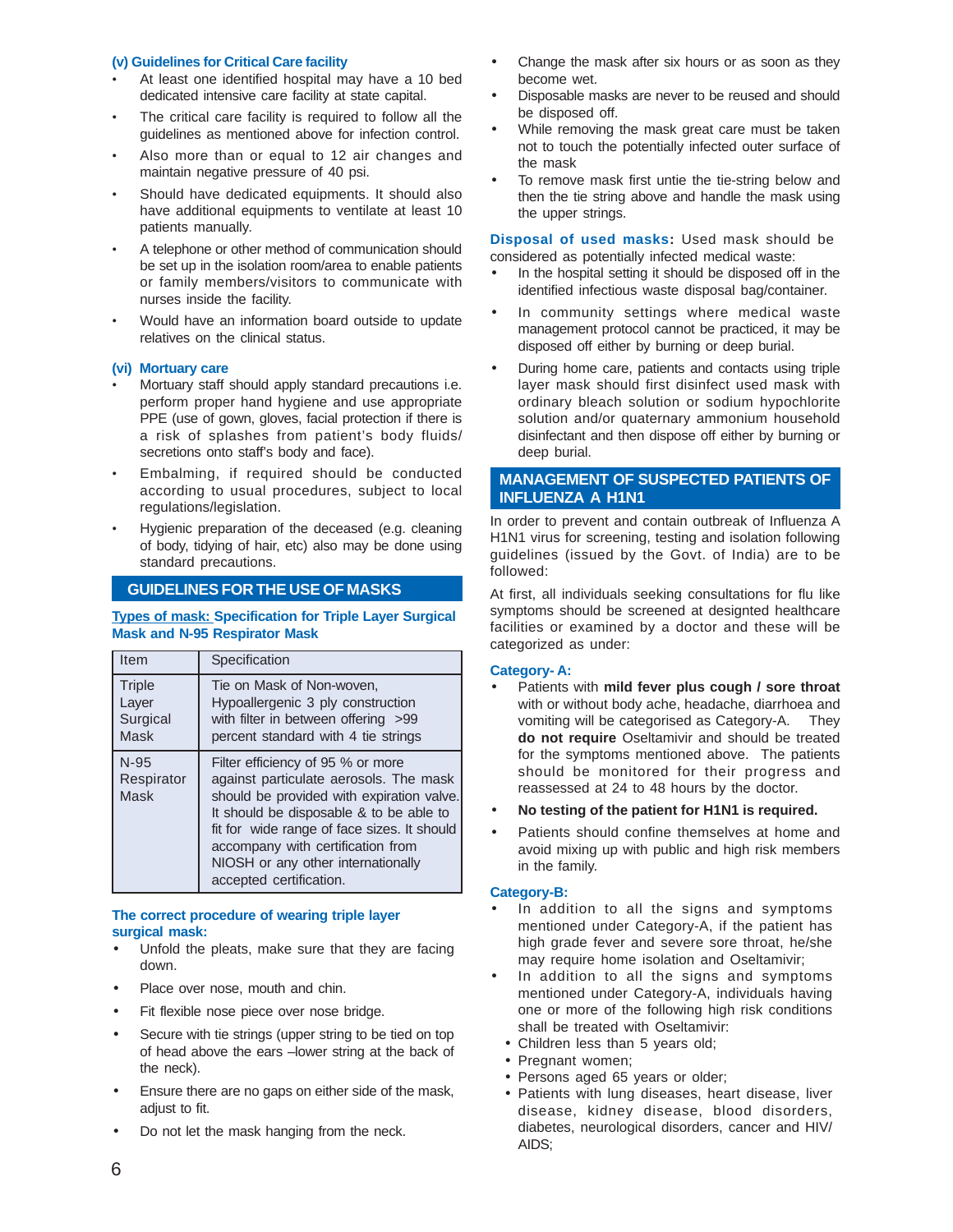### (v) Guidelines for Critical Care facility

- At least one identified hospital may have a 10 bed dedicated intensive care facility at state capital.
- The critical care facility is required to follow all the guidelines as mentioned above for infection control.
- Also more than or equal to 12 air changes and maintain negative pressure of 40 psi.
- Should have dedicated equipments. It should also have additional equipments to ventilate at least 10 patients manually.
- A telephone or other method of communication should be set up in the isolation room/area to enable patients or family members/visitors to communicate with nurses inside the facility.
- Would have an information board outside to update relatives on the clinical status.

### (vi) Mortuary care

- Mortuary staff should apply standard precautions i.e. perform proper hand hygiene and use appropriate PPE (use of gown, gloves, facial protection if there is a risk of splashes from patient's body fluids/ secretions onto staff's body and face).
- Embalming, if required should be conducted according to usual procedures, subject to local regulations/legislation.
- Hygienic preparation of the deceased (e.g. cleaning of body, tidying of hair, etc) also may be done using standard precautions.

## GUIDELINES FOR THE USE OF MASKS

**Types of mask: Specification for Triple Layer Surgical Mask and N-95 Respirator Mask**

| Item | Specification |
|---|---|
| Triple Layer Surgical Mask | Tie on Mask of Non-woven, Hypoallergenic 3 ply construction with filter in between offering >99 percent standard with 4 tie strings |
| N-95 Respirator Mask | Filter efficiency of 95 % or more against particulate aerosols. The mask should be provided with expiration valve. It should be disposable & to be able to fit for wide range of face sizes. It should accompany with certification from NIOSH or any other internationally accepted certification. |

**The correct procedure of wearing triple layer surgical mask:**

- Unfold the pleats, make sure that they are facing down.
- Place over nose, mouth and chin.
- Fit flexible nose piece over nose bridge.
- Secure with tie strings (upper string to be tied on top of head above the ears –lower string at the back of the neck).
- Ensure there are no gaps on either side of the mask, adjust to fit.
- Do not let the mask hanging from the neck.
- Change the mask after six hours or as soon as they become wet.
- Disposable masks are never to be reused and should be disposed off.
- While removing the mask great care must be taken not to touch the potentially infected outer surface of the mask
- To remove mask first untie the tie-string below and then the tie string above and handle the mask using the upper strings.

**Disposal of used masks:** Used mask should be considered as potentially infected medical waste:

- In the hospital setting it should be disposed off in the identified infectious waste disposal bag/container.
- In community settings where medical waste management protocol cannot be practiced, it may be disposed off either by burning or deep burial.
- During home care, patients and contacts using triple layer mask should first disinfect used mask with ordinary bleach solution or sodium hypochlorite solution and/or quaternary ammonium household disinfectant and then dispose off either by burning or deep burial.

## MANAGEMENT OF SUSPECTED PATIENTS OF INFLUENZA A H1N1

In order to prevent and contain outbreak of Influenza A H1N1 virus for screening, testing and isolation following guidelines (issued by the Govt. of India) are to be followed:

At first, all individuals seeking consultations for flu like symptoms should be screened at designted healthcare facilities or examined by a doctor and these will be categorized as under:

### Category- A:

- Patients with **mild fever plus cough / sore throat** with or without body ache, headache, diarrhoea and vomiting will be categorised as Category-A. They **do not require** Oseltamivir and should be treated for the symptoms mentioned above. The patients should be monitored for their progress and reassessed at 24 to 48 hours by the doctor.
- **No testing of the patient for H1N1 is required.**
- Patients should confine themselves at home and avoid mixing up with public and high risk members in the family.

### Category-B:

- In addition to all the signs and symptoms mentioned under Category-A, if the patient has high grade fever and severe sore throat, he/she may require home isolation and Oseltamivir;
- In addition to all the signs and symptoms mentioned under Category-A, individuals having one or more of the following high risk conditions shall be treated with Oseltamivir:
  - Children less than 5 years old;
  - Pregnant women;
  - Persons aged 65 years or older;
  - Patients with lung diseases, heart disease, liver disease, kidney disease, blood disorders, diabetes, neurological disorders, cancer and HIV/ AIDS;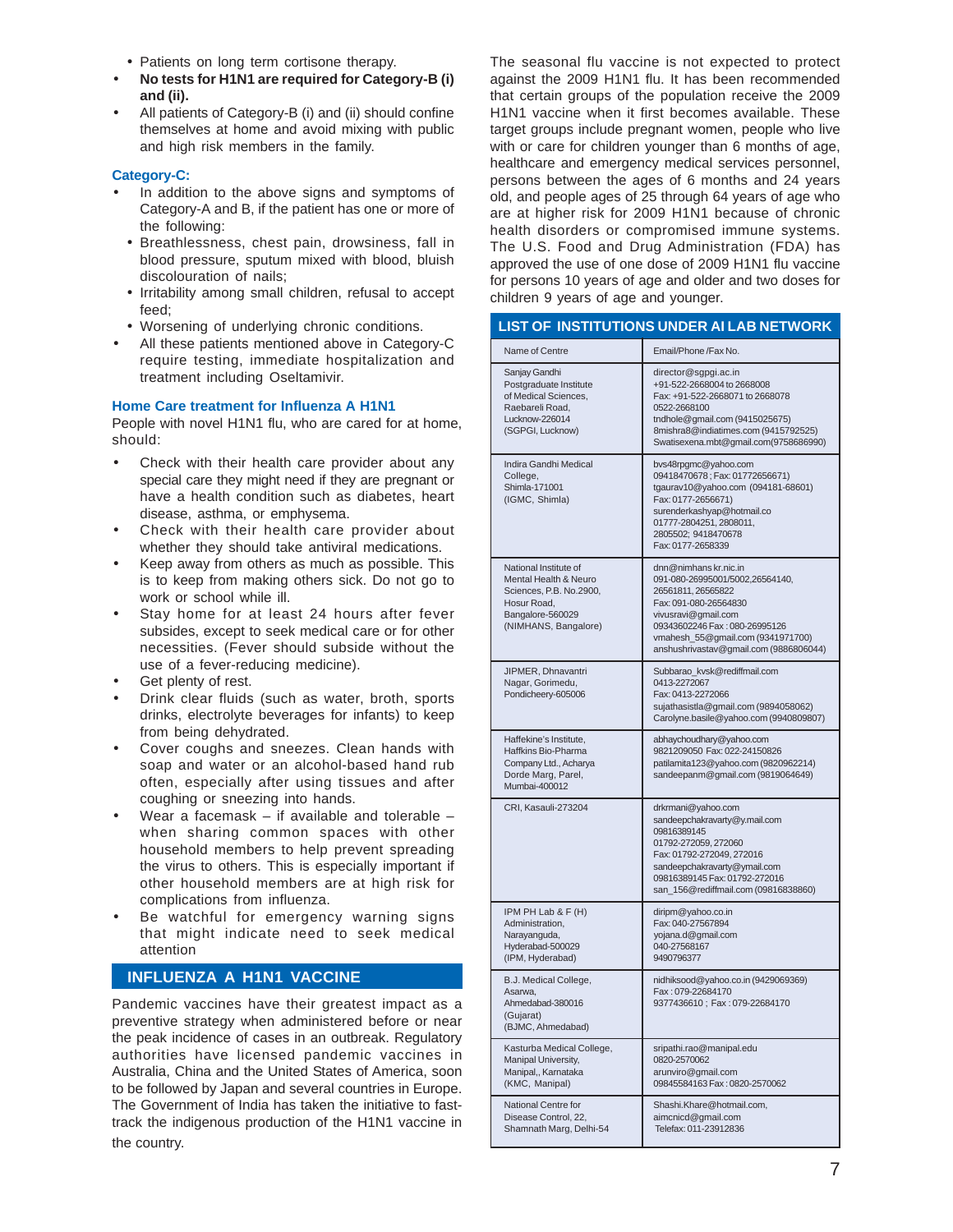- Patients on long term cortisone therapy.
- **No tests for H1N1 are required for Category-B (i) and (ii).**
- All patients of Category-B (i) and (ii) should confine themselves at home and avoid mixing with public and high risk members in the family.

### Category-C:

- In addition to the above signs and symptoms of Category-A and B, if the patient has one or more of the following:
  - Breathlessness, chest pain, drowsiness, fall in blood pressure, sputum mixed with blood, bluish discolouration of nails;
  - Irritability among small children, refusal to accept feed;
  - Worsening of underlying chronic conditions.
- All these patients mentioned above in Category-C require testing, immediate hospitalization and treatment including Oseltamivir.

### Home Care treatment for Influenza A H1N1

People with novel H1N1 flu, who are cared for at home, should:

- Check with their health care provider about any special care they might need if they are pregnant or have a health condition such as diabetes, heart disease, asthma, or emphysema.
- Check with their health care provider about whether they should take antiviral medications.
- Keep away from others as much as possible. This is to keep from making others sick. Do not go to work or school while ill.
- Stay home for at least 24 hours after fever subsides, except to seek medical care or for other necessities. (Fever should subside without the use of a fever-reducing medicine).
- Get plenty of rest.
- Drink clear fluids (such as water, broth, sports drinks, electrolyte beverages for infants) to keep from being dehydrated.
- Cover coughs and sneezes. Clean hands with soap and water or an alcohol-based hand rub often, especially after using tissues and after coughing or sneezing into hands.
- Wear a facemask – if available and tolerable – when sharing common spaces with other household members to help prevent spreading the virus to others. This is especially important if other household members are at high risk for complications from influenza.
- Be watchful for emergency warning signs that might indicate need to seek medical attention

## INFLUENZA A H1N1 VACCINE

Pandemic vaccines have their greatest impact as a preventive strategy when administered before or near the peak incidence of cases in an outbreak. Regulatory authorities have licensed pandemic vaccines in Australia, China and the United States of America, soon to be followed by Japan and several countries in Europe. The Government of India has taken the initiative to fast-track the indigenous production of the H1N1 vaccine in the country.

The seasonal flu vaccine is not expected to protect against the 2009 H1N1 flu. It has been recommended that certain groups of the population receive the 2009 H1N1 vaccine when it first becomes available. These target groups include pregnant women, people who live with or care for children younger than 6 months of age, healthcare and emergency medical services personnel, persons between the ages of 6 months and 24 years old, and people ages of 25 through 64 years of age who are at higher risk for 2009 H1N1 because of chronic health disorders or compromised immune systems. The U.S. Food and Drug Administration (FDA) has approved the use of one dose of 2009 H1N1 flu vaccine for persons 10 years of age and older and two doses for children 9 years of age and younger.

## LIST OF INSTITUTIONS UNDER AI LAB NETWORK

| Name of Centre | Email/Phone /Fax No. |
|---|---|
| Sanjay Gandhi Postgraduate Institute of Medical Sciences, Raebareli Road, Lucknow-226014 (SGPGI, Lucknow) | director@sgpgi.ac.in<br>+91-522-2668004 to 2668008<br>Fax: +91-522-2668071 to 2668078<br>0522-2668100<br>tndhole@gmail.com (9415025675)<br>8mishra8@indiatimes.com (9415792525)<br>Swatisexena.mbt@gmail.com(9758686990) |
| Indira Gandhi Medical College, Shimla-171001 (IGMC, Shimla) | bvs48rpgmc@yahoo.com<br>09418470678 ; Fax: 01772656671)<br>tgaurav10@yahoo.com (094181-68601)<br>Fax: 0177-2656671)<br>surenderkashyap@hotmail.co<br>01777-2804251, 2808011,<br>2805502; 9418470678<br>Fax: 0177-2658339 |
| National Institute of Mental Health & Neuro Sciences, P.B. No.2900, Hosur Road, Bangalore-560029 (NIMHANS, Bangalore) | dnn@nimhans kr.nic.in<br>091-080-26995001/5002,26564140,<br>26561811, 26565822<br>Fax: 091-080-26564830<br>vivusravi@gmail.com<br>09343602246 Fax : 080-26995126<br>vmahesh_55@gmail.com (9341971700)<br>anshushrivastav@gmail.com (9886806044) |
| JIPMER, Dhnavantri Nagar, Gorimedu, Pondicheery-605006 | Subbarao_kvsk@rediffmail.com<br>0413-2272067<br>Fax: 0413-2272066<br>sujathasistla@gmail.com (9894058062)<br>Carolyne.basile@yahoo.com (9940809807) |
| Haffekine's Institute, Haffkins Bio-Pharma Company Ltd., Acharya Dorde Marg, Parel, Mumbai-400012 | abhaychoudhary@yahoo.com<br>9821209050 Fax: 022-24150826<br>patilamita123@yahoo.com (9820962214)<br>sandeepanm@gmail.com (9819064649) |
| CRI, Kasauli-273204 | drkrmani@yahoo.com<br>sandeepchakravarty@y.mail.com<br>09816389145<br>01792-272059, 272060<br>Fax: 01792-272049, 272016<br>sandeepchakravarty@ymail.com<br>09816389145 Fax: 01792-272016<br>san_156@rediffmail.com (09816838860) |
| IPM PH Lab & F (H) Administration, Narayanguda, Hyderabad-500029 (IPM, Hyderabad) | diripm@yahoo.co.in<br>Fax: 040-27567894<br>yojana.d@gmail.com<br>040-27568167<br>9490796377 |
| B.J. Medical College, Asarwa, Ahmedabad-380016 (Gujarat) (BJMC, Ahmedabad) | nidhiksood@yahoo.co.in (9429069369)<br>Fax : 079-22684170<br>9377436610 ; Fax : 079-22684170 |
| Kasturba Medical College, Manipal University, Manipal,, Karnataka (KMC, Manipal) | sripathi.rao@manipal.edu<br>0820-2570062<br>arunviro@gmail.com<br>09845584163 Fax : 0820-2570062 |
| National Centre for Disease Control, 22, Shamnath Marg, Delhi-54 | Shashi.Khare@hotmail.com,<br>aimcnicd@gmail.com<br>Telefax: 011-23912836 |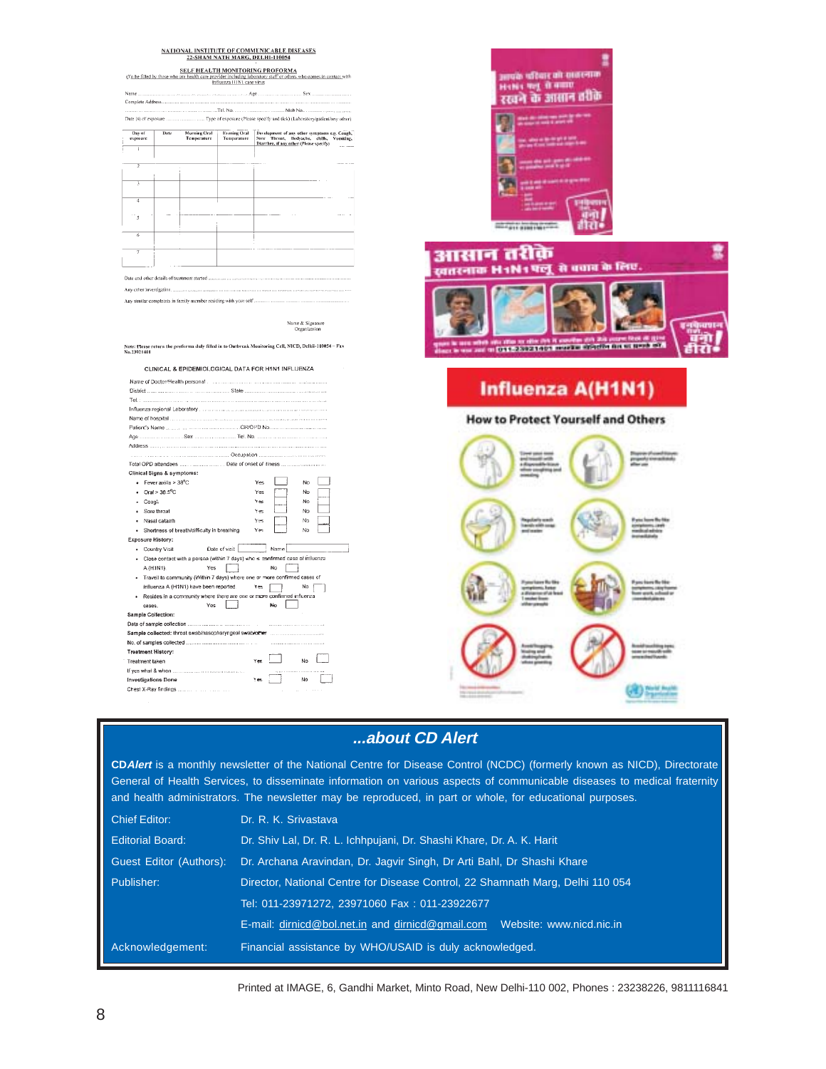NATIONAL INSTITUTE OF COMMUNICABLE DISEASES
22-SHAM NATH MARG, DELHI-110054

SELF HEALTH MONITORING PROFORMA
(To be filled by those who are health care provider including laboratory staff or others who comes in contact with Influenza H1N1 case virus)

Name ............ Age ............ Sex ............

Complete Address............

............ Tel. No. ............ Mob No. ............

Date (s) of exposure ............ Type of exposure (Please specify and tick) (Laboratory/patient/any other)

| Day of exposure | Date | Morning Oral Temperature | Evening Oral Temperature | Development of any other symptoms e.g. Cough, Sore Throat, Bodyache, chills, Vomiting, Diarrhea, if any other (Please specify) |
|---|---|---|---|---|
| 1 | | | | |
| 2 | | | | |
| 3 | | | | |
| 4 | | | | |
| 5 | | | | |
| 6 | | | | |
| 7 | | | | |

Date and other details of treatment started ............

Any other investigation ............

Any similar complaints in family member residing with you self ............

Name & Signature
Organization

Note: Please return the proforma duly filled in to Outbreak Monitoring Cell, NICD, Delhi-110054 – Fax No.23921401

CLINICAL & EPIDEMIOLOGICAL DATA FOR H1N1 INFLUENZA

Name of Doctor/Health personal ............

District ............ State ............

Tel. ............

Influenza regional Laboratory ............

Name of hospital ............

Patient's Name ............ CR/OPD No. ............

Age ............ Sex ............ Tel. No. ............

Address ............

............ Occupation ............

Total OPD attendees ............ Date of onset of illness ............

**Clinical Signs & symptoms:**

- Fever axila > 38°C Yes ☐ No ☐
- Oral > 38.5°C Yes ☐ No ☐
- Cough Yes ☐ No ☐
- Sore throat Yes ☐ No ☐
- Nasal catarrh Yes ☐ No ☐
- Shortness of breath/difficulty in breathing Yes ☐ No ☐

**Exposure History:**

- Country Visit Date of visit ☐ Name ☐
- Close contact with a person (within 7 days) who is confirmed case of influenza A (H1N1) Yes ☐ No ☐
- Travel to community (Within 7 days) where one or more confirmed cases of influenza A (H1N1) have been reported Yes ☐ No ☐
- Resides in a community where there are one or more confirmed influenza cases. Yes ☐ No ☐

**Sample Collection:**

Date of sample collection ............

Sample collected: throat swab/nasopharyngeal swab/other ............

No. of samples collected ............

**Treatment History:**

Treatment taken Yes ☐ No ☐

If yes what & when ............

**Investigations Done** Yes ☐ No ☐

Chest X-Ray findings ............

आपके परिवार को खतरनाक H1N1 फ्लू से बचाए रखने के आसान तरीके

आसान तरीके खतरनाक H1N1 फ्लू से बचाव के लिए।

संक्रमण रोकें, बचें! दूर रहें!

011-23921401

## Influenza A(H1N1)

How to Protect Yourself and Others

## ...about CD Alert

**CD*Alert*** is a monthly newsletter of the National Centre for Disease Control (NCDC) (formerly known as NICD), Directorate General of Health Services, to disseminate information on various aspects of communicable diseases to medical fraternity and health administrators. The newsletter may be reproduced, in part or whole, for educational purposes.

| | |
|---|---|
| Chief Editor: | Dr. R. K. Srivastava |
| Editorial Board: | Dr. Shiv Lal, Dr. R. L. Ichhpujani, Dr. Shashi Khare, Dr. A. K. Harit |
| Guest Editor (Authors): | Dr. Archana Aravindan, Dr. Jagvir Singh, Dr Arti Bahl, Dr Shashi Khare |
| Publisher: | Director, National Centre for Disease Control, 22 Shamnath Marg, Delhi 110 054 |
| | Tel: 011-23971272, 23971060 Fax : 011-23922677 |
| | E-mail: dirnicd@bol.net.in and dirnicd@gmail.com Website: www.nicd.nic.in |
| Acknowledgement: | Financial assistance by WHO/USAID is duly acknowledged. |

Printed at IMAGE, 6, Gandhi Market, Minto Road, New Delhi-110 002, Phones : 23238226, 9811116841